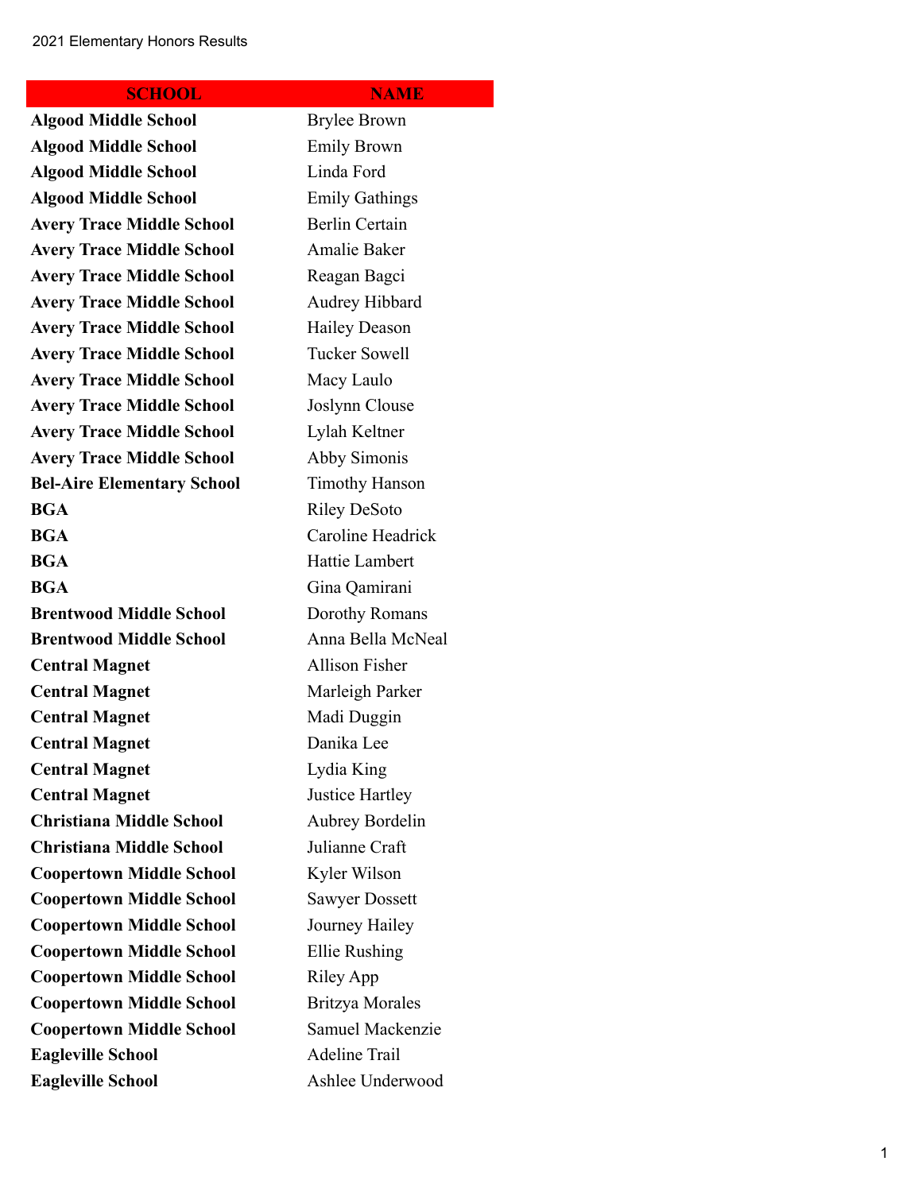2021 Elementary Honors Results

| SCHOOL | NAME |
| --- | --- |
| **Algood Middle School** | Brylee Brown |
| **Algood Middle School** | Emily Brown |
| **Algood Middle School** | Linda Ford |
| **Algood Middle School** | Emily Gathings |
| **Avery Trace Middle School** | Berlin Certain |
| **Avery Trace Middle School** | Amalie Baker |
| **Avery Trace Middle School** | Reagan Bagci |
| **Avery Trace Middle School** | Audrey Hibbard |
| **Avery Trace Middle School** | Hailey Deason |
| **Avery Trace Middle School** | Tucker Sowell |
| **Avery Trace Middle School** | Macy Laulo |
| **Avery Trace Middle School** | Joslynn Clouse |
| **Avery Trace Middle School** | Lylah Keltner |
| **Avery Trace Middle School** | Abby Simonis |
| **Bel-Aire Elementary School** | Timothy Hanson |
| **BGA** | Riley DeSoto |
| **BGA** | Caroline Headrick |
| **BGA** | Hattie Lambert |
| **BGA** | Gina Qamirani |
| **Brentwood Middle School** | Dorothy Romans |
| **Brentwood Middle School** | Anna Bella McNeal |
| **Central Magnet** | Allison Fisher |
| **Central Magnet** | Marleigh Parker |
| **Central Magnet** | Madi Duggin |
| **Central Magnet** | Danika Lee |
| **Central Magnet** | Lydia King |
| **Central Magnet** | Justice Hartley |
| **Christiana Middle School** | Aubrey Bordelin |
| **Christiana Middle School** | Julianne Craft |
| **Coopertown Middle School** | Kyler Wilson |
| **Coopertown Middle School** | Sawyer Dossett |
| **Coopertown Middle School** | Journey Hailey |
| **Coopertown Middle School** | Ellie Rushing |
| **Coopertown Middle School** | Riley App |
| **Coopertown Middle School** | Britzya Morales |
| **Coopertown Middle School** | Samuel Mackenzie |
| **Eagleville School** | Adeline Trail |
| **Eagleville School** | Ashlee Underwood |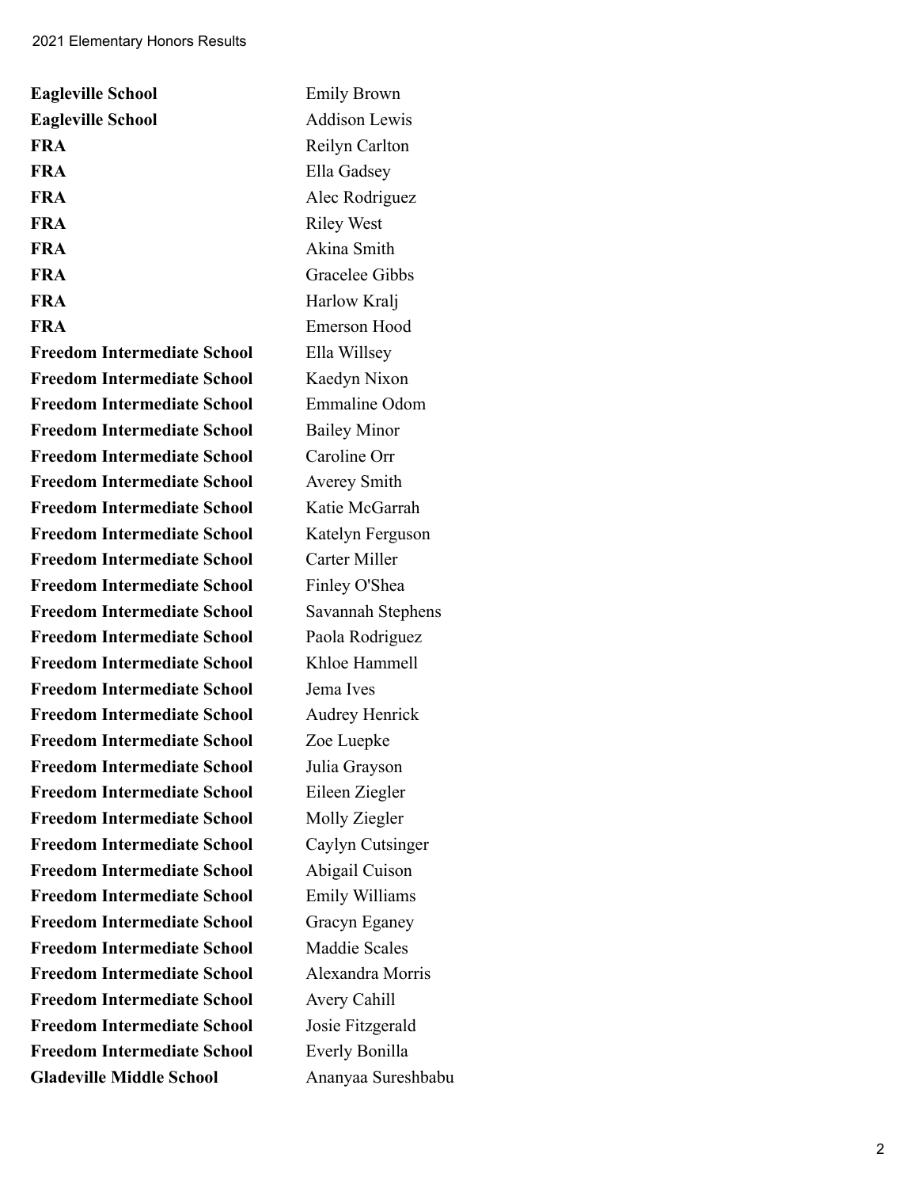| | |
|---|---|
| **Eagleville School** | Emily Brown |
| **Eagleville School** | Addison Lewis |
| **FRA** | Reilyn Carlton |
| **FRA** | Ella Gadsey |
| **FRA** | Alec Rodriguez |
| **FRA** | Riley West |
| **FRA** | Akina Smith |
| **FRA** | Gracelee Gibbs |
| **FRA** | Harlow Kralj |
| **FRA** | Emerson Hood |
| **Freedom Intermediate School** | Ella Willsey |
| **Freedom Intermediate School** | Kaedyn Nixon |
| **Freedom Intermediate School** | Emmaline Odom |
| **Freedom Intermediate School** | Bailey Minor |
| **Freedom Intermediate School** | Caroline Orr |
| **Freedom Intermediate School** | Averey Smith |
| **Freedom Intermediate School** | Katie McGarrah |
| **Freedom Intermediate School** | Katelyn Ferguson |
| **Freedom Intermediate School** | Carter Miller |
| **Freedom Intermediate School** | Finley O'Shea |
| **Freedom Intermediate School** | Savannah Stephens |
| **Freedom Intermediate School** | Paola Rodriguez |
| **Freedom Intermediate School** | Khloe Hammell |
| **Freedom Intermediate School** | Jema Ives |
| **Freedom Intermediate School** | Audrey Henrick |
| **Freedom Intermediate School** | Zoe Luepke |
| **Freedom Intermediate School** | Julia Grayson |
| **Freedom Intermediate School** | Eileen Ziegler |
| **Freedom Intermediate School** | Molly Ziegler |
| **Freedom Intermediate School** | Caylyn Cutsinger |
| **Freedom Intermediate School** | Abigail Cuison |
| **Freedom Intermediate School** | Emily Williams |
| **Freedom Intermediate School** | Gracyn Eganey |
| **Freedom Intermediate School** | Maddie Scales |
| **Freedom Intermediate School** | Alexandra Morris |
| **Freedom Intermediate School** | Avery Cahill |
| **Freedom Intermediate School** | Josie Fitzgerald |
| **Freedom Intermediate School** | Everly Bonilla |
| **Gladeville Middle School** | Ananyaa Sureshbabu |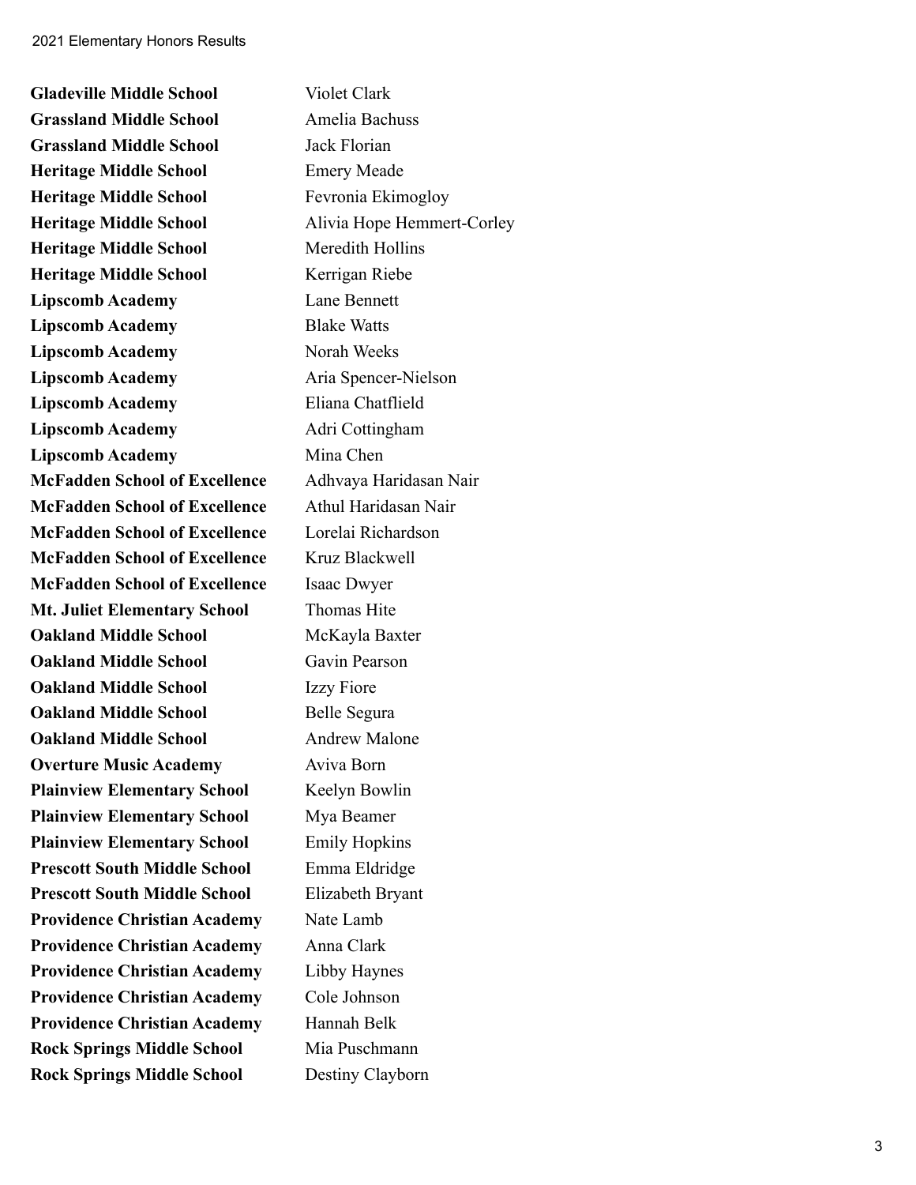| | |
|---|---|
| **Gladeville Middle School** | Violet Clark |
| **Grassland Middle School** | Amelia Bachuss |
| **Grassland Middle School** | Jack Florian |
| **Heritage Middle School** | Emery Meade |
| **Heritage Middle School** | Fevronia Ekimogloy |
| **Heritage Middle School** | Alivia Hope Hemmert-Corley |
| **Heritage Middle School** | Meredith Hollins |
| **Heritage Middle School** | Kerrigan Riebe |
| **Lipscomb Academy** | Lane Bennett |
| **Lipscomb Academy** | Blake Watts |
| **Lipscomb Academy** | Norah Weeks |
| **Lipscomb Academy** | Aria Spencer-Nielson |
| **Lipscomb Academy** | Eliana Chatflield |
| **Lipscomb Academy** | Adri Cottingham |
| **Lipscomb Academy** | Mina Chen |
| **McFadden School of Excellence** | Adhvaya Haridasan Nair |
| **McFadden School of Excellence** | Athul Haridasan Nair |
| **McFadden School of Excellence** | Lorelai Richardson |
| **McFadden School of Excellence** | Kruz Blackwell |
| **McFadden School of Excellence** | Isaac Dwyer |
| **Mt. Juliet Elementary School** | Thomas Hite |
| **Oakland Middle School** | McKayla Baxter |
| **Oakland Middle School** | Gavin Pearson |
| **Oakland Middle School** | Izzy Fiore |
| **Oakland Middle School** | Belle Segura |
| **Oakland Middle School** | Andrew Malone |
| **Overture Music Academy** | Aviva Born |
| **Plainview Elementary School** | Keelyn Bowlin |
| **Plainview Elementary School** | Mya Beamer |
| **Plainview Elementary School** | Emily Hopkins |
| **Prescott South Middle School** | Emma Eldridge |
| **Prescott South Middle School** | Elizabeth Bryant |
| **Providence Christian Academy** | Nate Lamb |
| **Providence Christian Academy** | Anna Clark |
| **Providence Christian Academy** | Libby Haynes |
| **Providence Christian Academy** | Cole Johnson |
| **Providence Christian Academy** | Hannah Belk |
| **Rock Springs Middle School** | Mia Puschmann |
| **Rock Springs Middle School** | Destiny Clayborn |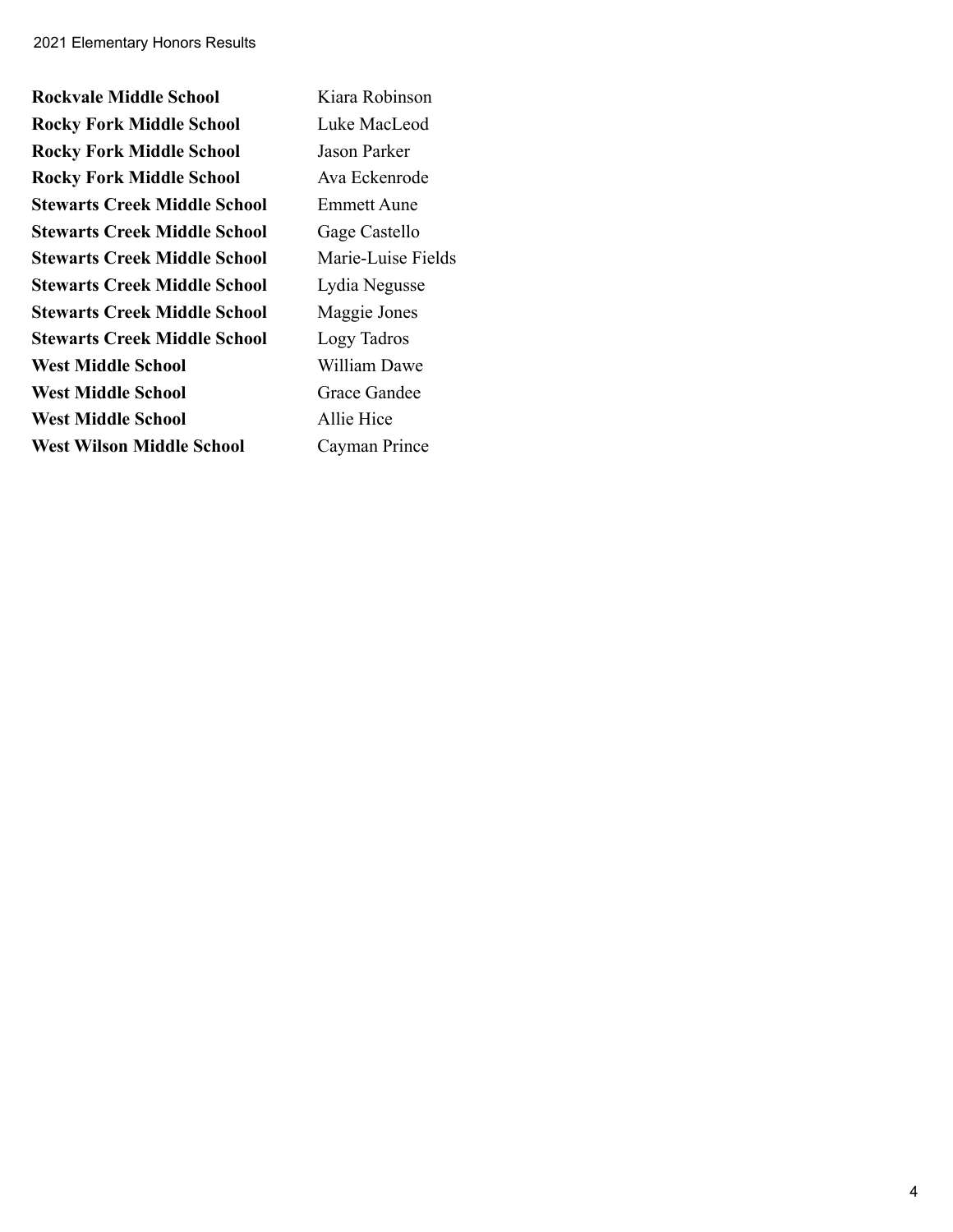| | |
|---|---|
| **Rockvale Middle School** | Kiara Robinson |
| **Rocky Fork Middle School** | Luke MacLeod |
| **Rocky Fork Middle School** | Jason Parker |
| **Rocky Fork Middle School** | Ava Eckenrode |
| **Stewarts Creek Middle School** | Emmett Aune |
| **Stewarts Creek Middle School** | Gage Castello |
| **Stewarts Creek Middle School** | Marie-Luise Fields |
| **Stewarts Creek Middle School** | Lydia Negusse |
| **Stewarts Creek Middle School** | Maggie Jones |
| **Stewarts Creek Middle School** | Logy Tadros |
| **West Middle School** | William Dawe |
| **West Middle School** | Grace Gandee |
| **West Middle School** | Allie Hice |
| **West Wilson Middle School** | Cayman Prince |